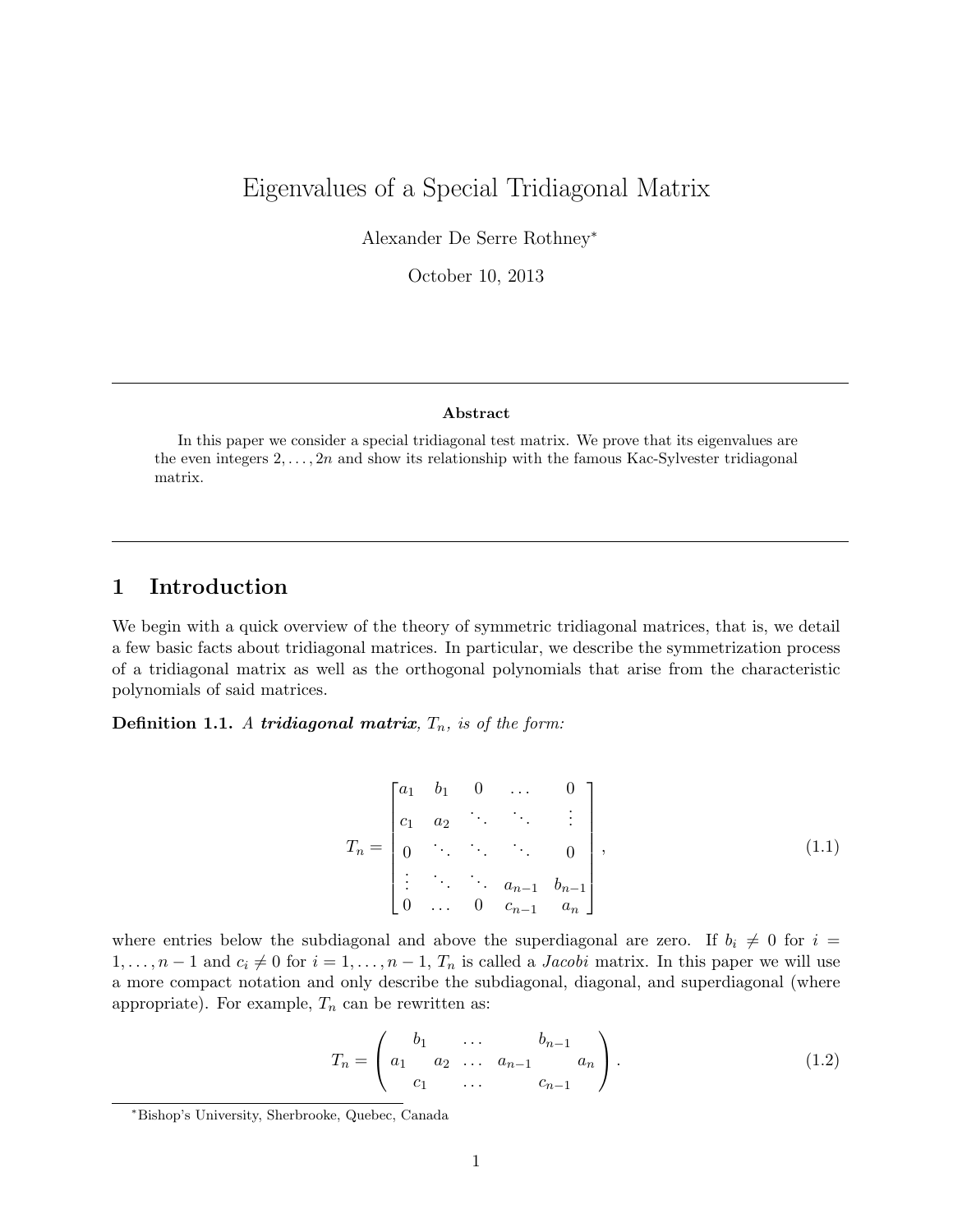# Eigenvalues of a Special Tridiagonal Matrix

Alexander De Serre Rothney[*]

October 10, 2013

---

**Abstract**

In this paper we consider a special tridiagonal test matrix. We prove that its eigenvalues are the even integers $2, \ldots, 2n$ and show its relationship with the famous Kac-Sylvester tridiagonal matrix.

---

## 1 Introduction

We begin with a quick overview of the theory of symmetric tridiagonal matrices, that is, we detail a few basic facts about tridiagonal matrices. In particular, we describe the symmetrization process of a tridiagonal matrix as well as the orthogonal polynomials that arise from the characteristic polynomials of said matrices.

**Definition 1.1.** *A **tridiagonal matrix**, $T_n$, is of the form:*

$$T_n = \begin{bmatrix} a_1 & b_1 & 0 & \ldots & 0 \\ c_1 & a_2 & \ddots & \ddots & \vdots \\ 0 & \ddots & \ddots & \ddots & 0 \\ \vdots & \ddots & \ddots & a_{n-1} & b_{n-1} \\ 0 & \ldots & 0 & c_{n-1} & a_n \end{bmatrix}, \tag{1.1}$$

where entries below the subdiagonal and above the superdiagonal are zero. If $b_i \neq 0$ for $i = 1, \ldots, n-1$ and $c_i \neq 0$ for $i = 1, \ldots, n-1$, $T_n$ is called a *Jacobi* matrix. In this paper we will use a more compact notation and only describe the subdiagonal, diagonal, and superdiagonal (where appropriate). For example, $T_n$ can be rewritten as:

$$T_n = \begin{pmatrix} & b_1 & & \ldots & & b_{n-1} & \\ a_1 & & a_2 & \ldots & a_{n-1} & & a_n \\ & c_1 & & \ldots & & c_{n-1} & \end{pmatrix}. \tag{1.2}$$

[*]Bishop's University, Sherbrooke, Quebec, Canada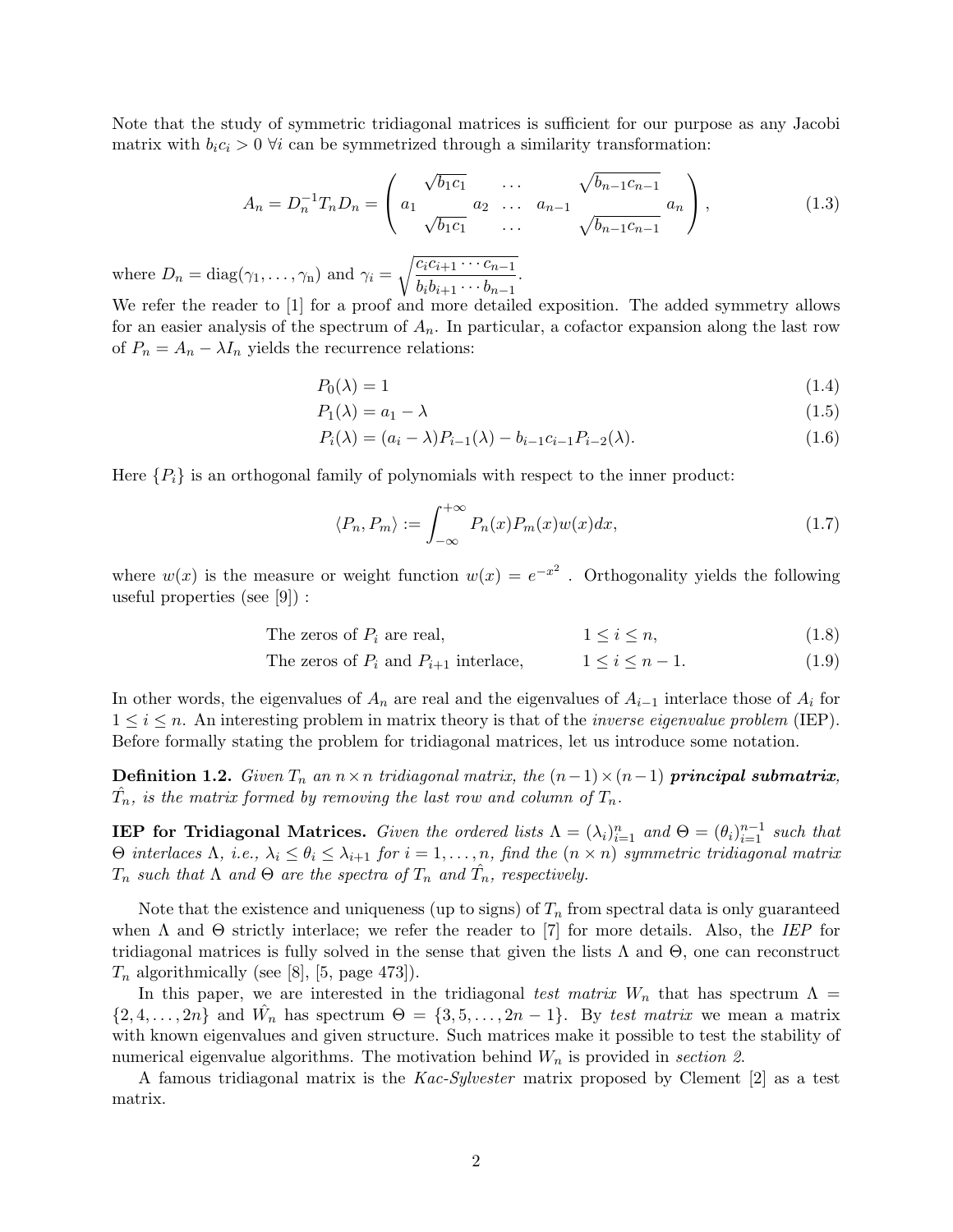Note that the study of symmetric tridiagonal matrices is sufficient for our purpose as any Jacobi matrix with $b_i c_i > 0 \; \forall i$ can be symmetrized through a similarity transformation:

$$A_n = D_n^{-1} T_n D_n = \begin{pmatrix} & \sqrt{b_1 c_1} & \dots & & \sqrt{b_{n-1} c_{n-1}} & \\ a_1 & & a_2 & \dots & a_{n-1} & & a_n \\ & \sqrt{b_1 c_1} & \dots & & \sqrt{b_{n-1} c_{n-1}} & \end{pmatrix}, \tag{1.3}$$

where $D_n = \mathrm{diag}(\gamma_1, \dots, \gamma_n)$ and $\gamma_i = \sqrt{\dfrac{c_i c_{i+1} \cdots c_{n-1}}{b_i b_{i+1} \cdots b_{n-1}}}$.

We refer the reader to [1] for a proof and more detailed exposition. The added symmetry allows for an easier analysis of the spectrum of $A_n$. In particular, a cofactor expansion along the last row of $P_n = A_n - \lambda I_n$ yields the recurrence relations:

$$P_0(\lambda) = 1 \tag{1.4}$$

$$P_1(\lambda) = a_1 - \lambda \tag{1.5}$$

$$P_i(\lambda) = (a_i - \lambda) P_{i-1}(\lambda) - b_{i-1} c_{i-1} P_{i-2}(\lambda). \tag{1.6}$$

Here $\{P_i\}$ is an orthogonal family of polynomials with respect to the inner product:

$$\langle P_n, P_m \rangle := \int_{-\infty}^{+\infty} P_n(x) P_m(x) w(x) dx, \tag{1.7}$$

where $w(x)$ is the measure or weight function $w(x) = e^{-x^2}$ . Orthogonality yields the following useful properties (see [9]) :

$$\text{The zeros of } P_i \text{ are real,} \qquad 1 \le i \le n, \tag{1.8}$$

$$\text{The zeros of } P_i \text{ and } P_{i+1} \text{ interlace,} \qquad 1 \le i \le n-1. \tag{1.9}$$

In other words, the eigenvalues of $A_n$ are real and the eigenvalues of $A_{i-1}$ interlace those of $A_i$ for $1 \le i \le n$. An interesting problem in matrix theory is that of the *inverse eigenvalue problem* (IEP). Before formally stating the problem for tridiagonal matrices, let us introduce some notation.

**Definition 1.2.** *Given $T_n$ an $n \times n$ tridiagonal matrix, the $(n-1) \times (n-1)$* ***principal submatrix****, $\hat{T_n}$, is the matrix formed by removing the last row and column of $T_n$.*

**IEP for Tridiagonal Matrices.** *Given the ordered lists $\Lambda = (\lambda_i)_{i=1}^n$ and $\Theta = (\theta_i)_{i=1}^{n-1}$ such that $\Theta$ interlaces $\Lambda$, i.e., $\lambda_i \le \theta_i \le \lambda_{i+1}$ for $i = 1, \dots, n$, find the $(n \times n)$ symmetric tridiagonal matrix $T_n$ such that $\Lambda$ and $\Theta$ are the spectra of $T_n$ and $\hat{T_n}$, respectively.*

Note that the existence and uniqueness (up to signs) of $T_n$ from spectral data is only guaranteed when $\Lambda$ and $\Theta$ strictly interlace; we refer the reader to [7] for more details. Also, the *IEP* for tridiagonal matrices is fully solved in the sense that given the lists $\Lambda$ and $\Theta$, one can reconstruct $T_n$ algorithmically (see [8], [5, page 473]).

In this paper, we are interested in the tridiagonal *test matrix* $W_n$ that has spectrum $\Lambda = \{2, 4, \dots, 2n\}$ and $\hat{W_n}$ has spectrum $\Theta = \{3, 5, \dots, 2n-1\}$. By *test matrix* we mean a matrix with known eigenvalues and given structure. Such matrices make it possible to test the stability of numerical eigenvalue algorithms. The motivation behind $W_n$ is provided in *section 2*.

A famous tridiagonal matrix is the *Kac-Sylvester* matrix proposed by Clement [2] as a test matrix.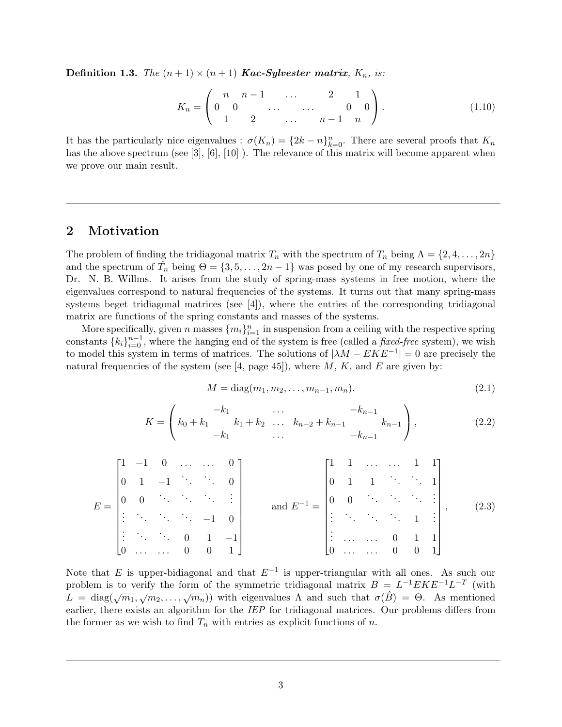**Definition 1.3.** *The* $(n+1) \times (n+1)$ ***Kac-Sylvester matrix****,* $K_n$*, is:*

$$K_n = \begin{pmatrix} & n & n-1 & & \dots & & 2 & 1 & \\ 0 & 0 & & \dots & & \dots & & 0 & 0 \\ & 1 & 2 & & \dots & & n-1 & n & \end{pmatrix}. \tag{1.10}$$

It has the particularly nice eigenvalues : $\sigma(K_n) = \{2k - n\}_{k=0}^{n}$. There are several proofs that $K_n$ has the above spectrum (see [3], [6], [10] ). The relevance of this matrix will become apparent when we prove our main result.

---

## 2 Motivation

The problem of finding the tridiagonal matrix $T_n$ with the spectrum of $T_n$ being $\Lambda = \{2, 4, \dots, 2n\}$ and the spectrum of $\hat{T_n}$ being $\Theta = \{3, 5, \dots, 2n-1\}$ was posed by one of my research supervisors, Dr. N. B. Willms. It arises from the study of spring-mass systems in free motion, where the eigenvalues correspond to natural frequencies of the systems. It turns out that many spring-mass systems beget tridiagonal matrices (see [4]), where the entries of the corresponding tridiagonal matrix are functions of the spring constants and masses of the systems.

More specifically, given $n$ masses $\{m_i\}_{i=1}^{n}$ in suspension from a ceiling with the respective spring constants $\{k_i\}_{i=0}^{n-1}$, where the hanging end of the system is free (called a *fixed-free* system), we wish to model this system in terms of matrices. The solutions of $|\lambda M - EKE^{-1}| = 0$ are precisely the natural frequencies of the system (see [4, page 45]), where $M$, $K$, and $E$ are given by:

$$M = \text{diag}(m_1, m_2, \dots, m_{n-1}, m_n). \tag{2.1}$$

$$K = \begin{pmatrix} & -k_1 & & \dots & & -k_{n-1} & \\ k_0 + k_1 & & k_1 + k_2 & \dots & k_{n-2} + k_{n-1} & & k_{n-1} \\ & -k_1 & & \dots & & -k_{n-1} & \end{pmatrix}, \tag{2.2}$$

$$E = \begin{bmatrix} 1 & -1 & 0 & \dots & \dots & 0 \\ 0 & 1 & -1 & \ddots & \ddots & 0 \\ 0 & 0 & \ddots & \ddots & \ddots & \vdots \\ \vdots & \ddots & \ddots & \ddots & -1 & 0 \\ \vdots & \ddots & \ddots & 0 & 1 & -1 \\ 0 & \dots & \dots & 0 & 0 & 1 \end{bmatrix} \quad \text{and } E^{-1} = \begin{bmatrix} 1 & 1 & \dots & \dots & 1 & 1 \\ 0 & 1 & 1 & \ddots & \ddots & 1 \\ 0 & 0 & \ddots & \ddots & \ddots & \vdots \\ \vdots & \ddots & \ddots & \ddots & 1 & \vdots \\ \vdots & \dots & \dots & 0 & 1 & 1 \\ 0 & \dots & \dots & 0 & 0 & 1 \end{bmatrix}, \tag{2.3}$$

Note that $E$ is upper-bidiagonal and that $E^{-1}$ is upper-triangular with all ones. As such our problem is to verify the form of the symmetric tridiagonal matrix $B = L^{-1}EKE^{-1}L^{-T}$ (with $L = \text{diag}(\sqrt{m_1}, \sqrt{m_2}, \dots, \sqrt{m_n})$) with eigenvalues $\Lambda$ and such that $\sigma(\hat{B}) = \Theta$. As mentioned earlier, there exists an algorithm for the *IEP* for tridiagonal matrices. Our problems differs from the former as we wish to find $T_n$ with entries as explicit functions of $n$.

---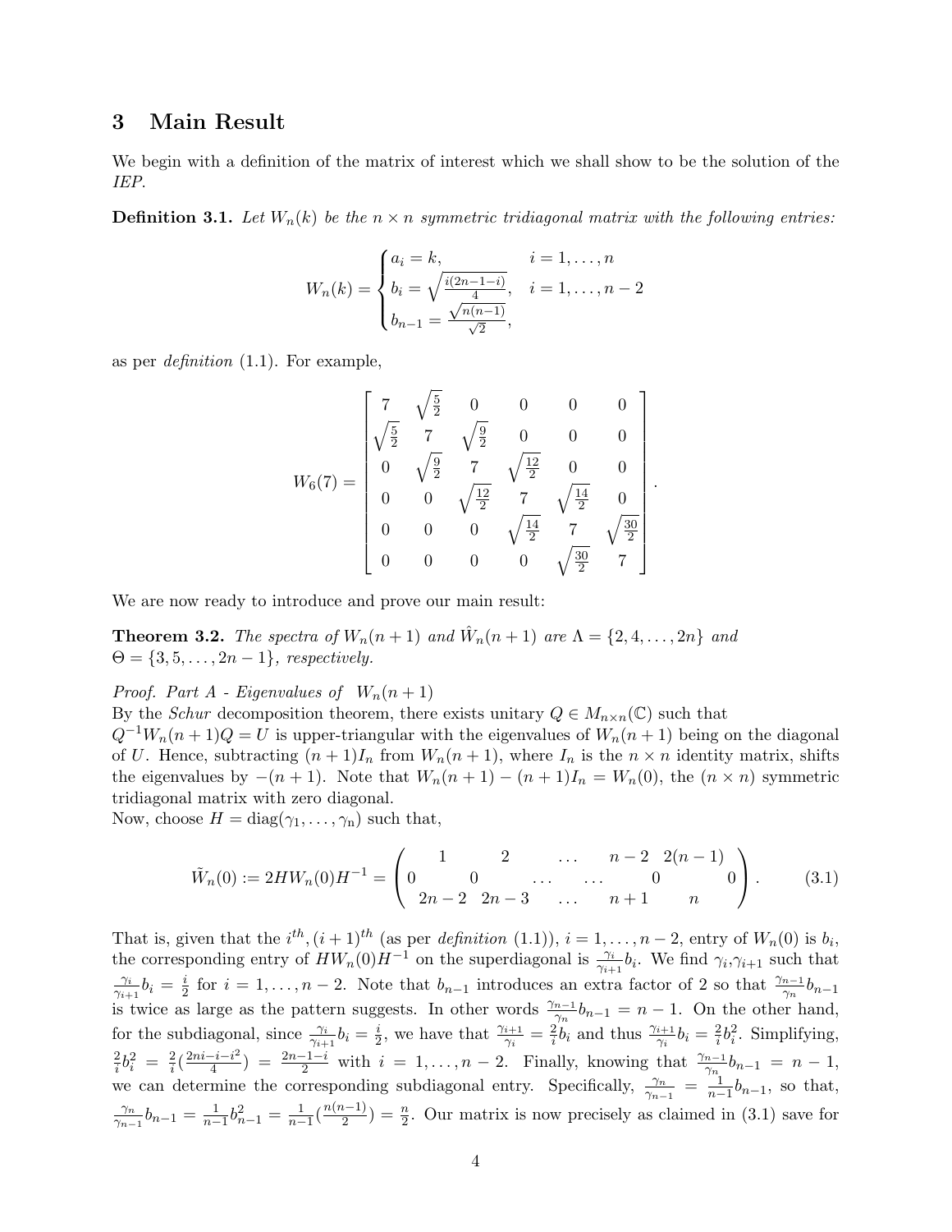## 3 Main Result

We begin with a definition of the matrix of interest which we shall show to be the solution of the *IEP*.

**Definition 3.1.** *Let $W_n(k)$ be the $n \times n$ symmetric tridiagonal matrix with the following entries:*

$$W_n(k) = \begin{cases} a_i = k, & i = 1, \ldots, n \\ b_i = \sqrt{\frac{i(2n-1-i)}{4}}, & i = 1, \ldots, n-2 \\ b_{n-1} = \frac{\sqrt{n(n-1)}}{\sqrt{2}}, & \end{cases}$$

as per *definition* (1.1). For example,

$$W_6(7) = \begin{bmatrix} 7 & \sqrt{\frac{5}{2}} & 0 & 0 & 0 & 0 \\ \sqrt{\frac{5}{2}} & 7 & \sqrt{\frac{9}{2}} & 0 & 0 & 0 \\ 0 & \sqrt{\frac{9}{2}} & 7 & \sqrt{\frac{12}{2}} & 0 & 0 \\ 0 & 0 & \sqrt{\frac{12}{2}} & 7 & \sqrt{\frac{14}{2}} & 0 \\ 0 & 0 & 0 & \sqrt{\frac{14}{2}} & 7 & \sqrt{\frac{30}{2}} \\ 0 & 0 & 0 & 0 & \sqrt{\frac{30}{2}} & 7 \end{bmatrix}.$$

We are now ready to introduce and prove our main result:

**Theorem 3.2.** *The spectra of $W_n(n+1)$ and $\hat{W}_n(n+1)$ are $\Lambda = \{2, 4, \ldots, 2n\}$ and $\Theta = \{3, 5, \ldots, 2n-1\}$, respectively.*

*Proof. Part A - Eigenvalues of $W_n(n+1)$*
By the *Schur* decomposition theorem, there exists unitary $Q \in M_{n\times n}(\mathbb{C})$ such that $Q^{-1}W_n(n+1)Q = U$ is upper-triangular with the eigenvalues of $W_n(n+1)$ being on the diagonal of $U$. Hence, subtracting $(n+1)I_n$ from $W_n(n+1)$, where $I_n$ is the $n \times n$ identity matrix, shifts the eigenvalues by $-(n+1)$. Note that $W_n(n+1) - (n+1)I_n = W_n(0)$, the $(n \times n)$ symmetric tridiagonal matrix with zero diagonal.
Now, choose $H = \mathrm{diag}(\gamma_1, \ldots, \gamma_n)$ such that,

$$\tilde{W}_n(0) := 2HW_n(0)H^{-1} = \begin{pmatrix} & 1 & 2 & \ldots & n-2 & 2(n-1) & \\ 0 & 0 & & \ldots & \ldots & 0 & 0 \\ & 2n-2 & 2n-3 & \ldots & n+1 & n & \end{pmatrix}. \tag{3.1}$$

That is, given that the $i^{th}, (i+1)^{th}$ (as per *definition* (1.1)), $i = 1, \ldots, n-2$, entry of $W_n(0)$ is $b_i$, the corresponding entry of $HW_n(0)H^{-1}$ on the superdiagonal is $\frac{\gamma_i}{\gamma_{i+1}}b_i$. We find $\gamma_i, \gamma_{i+1}$ such that $\frac{\gamma_i}{\gamma_{i+1}}b_i = \frac{i}{2}$ for $i = 1, \ldots, n-2$. Note that $b_{n-1}$ introduces an extra factor of 2 so that $\frac{\gamma_{n-1}}{\gamma_n}b_{n-1}$ is twice as large as the pattern suggests. In other words $\frac{\gamma_{n-1}}{\gamma_n}b_{n-1} = n-1$. On the other hand, for the subdiagonal, since $\frac{\gamma_i}{\gamma_{i+1}}b_i = \frac{i}{2}$, we have that $\frac{\gamma_{i+1}}{\gamma_i} = \frac{2}{i}b_i$ and thus $\frac{\gamma_{i+1}}{\gamma_i}b_i = \frac{2}{i}b_i^2$. Simplifying, $\frac{2}{i}b_i^2 = \frac{2}{i}(\frac{2ni-i-i^2}{4}) = \frac{2n-1-i}{2}$ with $i = 1, \ldots, n-2$. Finally, knowing that $\frac{\gamma_{n-1}}{\gamma_n}b_{n-1} = n-1$, we can determine the corresponding subdiagonal entry. Specifically, $\frac{\gamma_n}{\gamma_{n-1}} = \frac{1}{n-1}b_{n-1}$, so that, $\frac{\gamma_n}{\gamma_{n-1}}b_{n-1} = \frac{1}{n-1}b_{n-1}^2 = \frac{1}{n-1}(\frac{n(n-1)}{2}) = \frac{n}{2}$. Our matrix is now precisely as claimed in (3.1) save for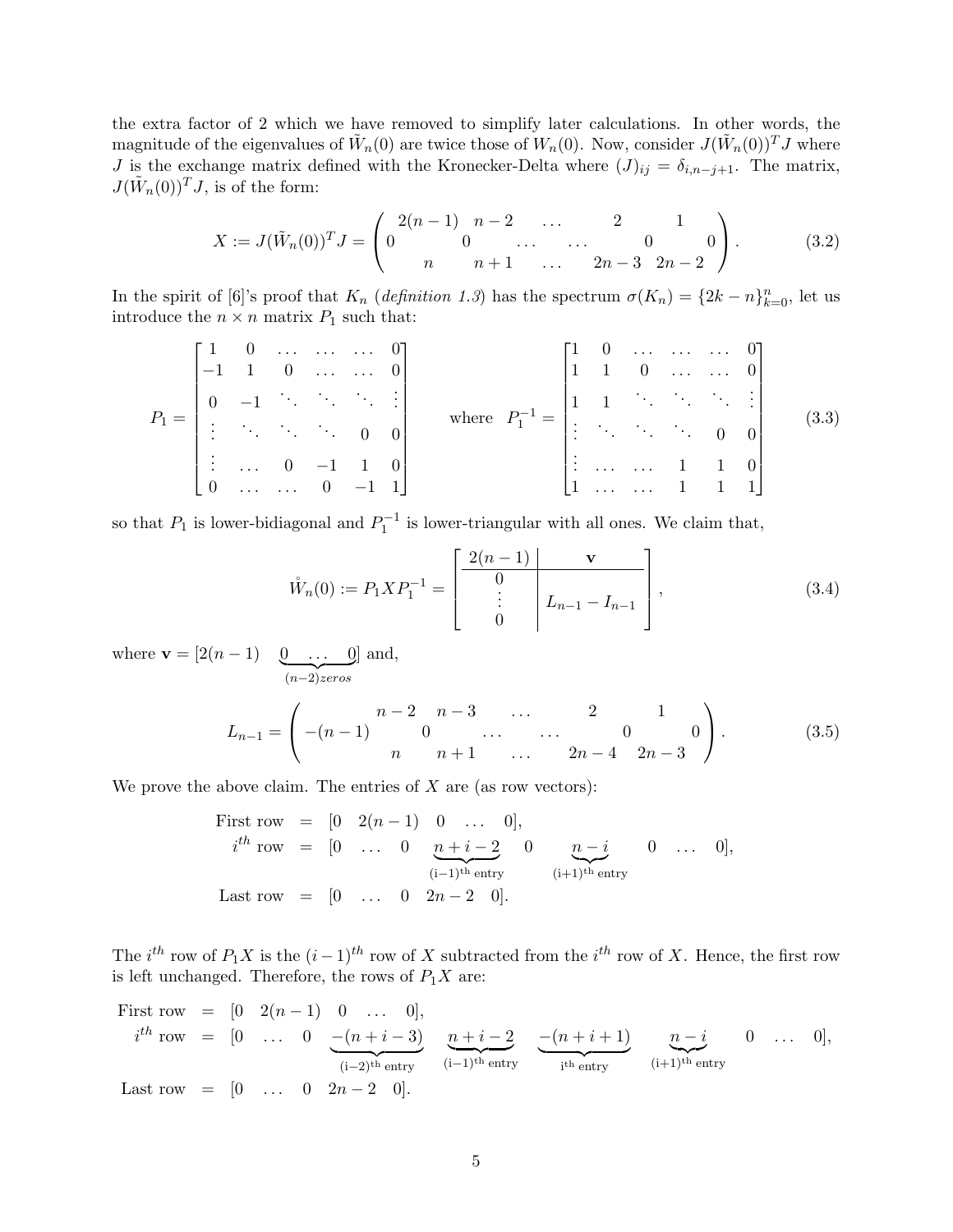the extra factor of 2 which we have removed to simplify later calculations. In other words, the magnitude of the eigenvalues of $\tilde{W}_n(0)$ are twice those of $W_n(0)$. Now, consider $J(\tilde{W}_n(0))^T J$ where $J$ is the exchange matrix defined with the Kronecker-Delta where $(J)_{ij} = \delta_{i,n-j+1}$. The matrix, $J(\tilde{W}_n(0))^T J$, is of the form:

$$X := J(\tilde{W}_n(0))^T J = \begin{pmatrix} & 2(n-1) & n-2 & \dots & 2 & 1 \\ 0 & 0 & \dots & \dots & 0 & 0 \\ & n & n+1 & \dots & 2n-3 & 2n-2 \end{pmatrix}. \tag{3.2}$$

In the spirit of [6]'s proof that $K_n$ (*definition 1.3*) has the spectrum $\sigma(K_n) = \{2k-n\}_{k=0}^n$, let us introduce the $n \times n$ matrix $P_1$ such that:

$$P_1 = \begin{bmatrix} 1 & 0 & \dots & \dots & \dots & 0 \\ -1 & 1 & 0 & \dots & \dots & 0 \\ 0 & -1 & \ddots & \ddots & \ddots & \vdots \\ \vdots & \ddots & \ddots & \ddots & 0 & 0 \\ \vdots & \dots & 0 & -1 & 1 & 0 \\ 0 & \dots & \dots & 0 & -1 & 1 \end{bmatrix} \quad \text{where} \quad P_1^{-1} = \begin{bmatrix} 1 & 0 & \dots & \dots & \dots & 0 \\ 1 & 1 & 0 & \dots & \dots & 0 \\ 1 & 1 & \ddots & \ddots & \ddots & \vdots \\ \vdots & \ddots & \ddots & \ddots & 0 & 0 \\ \vdots & \dots & \dots & 1 & 1 & 0 \\ 1 & \dots & \dots & 1 & 1 & 1 \end{bmatrix} \tag{3.3}$$

so that $P_1$ is lower-bidiagonal and $P_1^{-1}$ is lower-triangular with all ones. We claim that,

$$\mathring{W}_n(0) := P_1 X P_1^{-1} = \left[\begin{array}{c|c} 2(n-1) & \mathbf{v} \\ \hline 0 & \\ \vdots & L_{n-1} - I_{n-1} \\ 0 & \end{array}\right], \tag{3.4}$$

where $\mathbf{v} = [2(n-1) \quad \underbrace{0 \quad \dots \quad 0}_{(n-2) zeros}]$ and,

$$L_{n-1} = \begin{pmatrix} & n-2 & n-3 & \dots & 2 & 1 \\ -(n-1) & 0 & \dots & \dots & 0 & 0 \\ & n & n+1 & \dots & 2n-4 & 2n-3 \end{pmatrix}. \tag{3.5}$$

We prove the above claim. The entries of $X$ are (as row vectors):

$$\begin{aligned} \text{First row} &= [0 \quad 2(n-1) \quad 0 \quad \dots \quad 0], \\ i^{th} \text{ row} &= [0 \quad \dots \quad 0 \quad \underbrace{n+i-2}_{(\text{i}-1)^{\text{th}} \text{ entry}} \quad 0 \quad \underbrace{n-i}_{(\text{i}+1)^{\text{th}} \text{ entry}} \quad 0 \quad \dots \quad 0], \\ \text{Last row} &= [0 \quad \dots \quad 0 \quad 2n-2 \quad 0]. \end{aligned}$$

The $i^{th}$ row of $P_1 X$ is the $(i-1)^{th}$ row of $X$ subtracted from the $i^{th}$ row of $X$. Hence, the first row is left unchanged. Therefore, the rows of $P_1 X$ are:

$$\begin{aligned} \text{First row} &= [0 \quad 2(n-1) \quad 0 \quad \dots \quad 0], \\ i^{th} \text{ row} &= [0 \quad \dots \quad 0 \quad \underbrace{-(n+i-3)}_{(\text{i}-2)^{\text{th}} \text{ entry}} \quad \underbrace{n+i-2}_{(\text{i}-1)^{\text{th}} \text{ entry}} \quad \underbrace{-(n+i+1)}_{\text{i}^{\text{th}} \text{ entry}} \quad \underbrace{n-i}_{(\text{i}+1)^{\text{th}} \text{ entry}} \quad 0 \quad \dots \quad 0], \\ \text{Last row} &= [0 \quad \dots \quad 0 \quad 2n-2 \quad 0]. \end{aligned}$$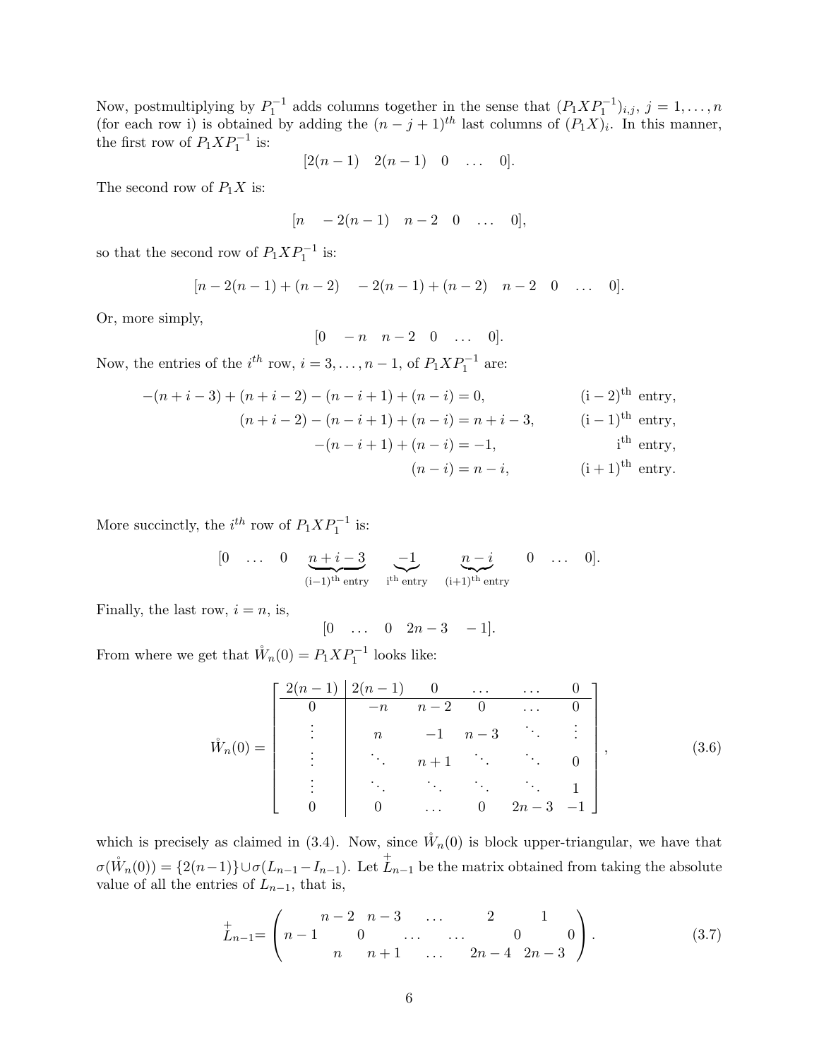Now, postmultiplying by $P_1^{-1}$ adds columns together in the sense that $(P_1XP_1^{-1})_{i,j}$, $j = 1, \ldots, n$ (for each row i) is obtained by adding the $(n-j+1)^{th}$ last columns of $(P_1X)_i$. In this manner, the first row of $P_1XP_1^{-1}$ is:

$$[2(n-1) \quad 2(n-1) \quad 0 \quad \ldots \quad 0].$$

The second row of $P_1X$ is:

$$[n \quad -2(n-1) \quad n-2 \quad 0 \quad \ldots \quad 0],$$

so that the second row of $P_1XP_1^{-1}$ is:

$$[n-2(n-1)+(n-2) \quad -2(n-1)+(n-2) \quad n-2 \quad 0 \quad \ldots \quad 0].$$

Or, more simply,

$$[0 \quad -n \quad n-2 \quad 0 \quad \ldots \quad 0].$$

Now, the entries of the $i^{th}$ row, $i = 3, \ldots, n-1$, of $P_1XP_1^{-1}$ are:

$$\begin{aligned}
-(n+i-3)+(n+i-2)-(n-i+1)+(n-i) &= 0, && \text{(i}-2)^{\text{th}} \text{ entry},\\
(n+i-2)-(n-i+1)+(n-i) &= n+i-3, && \text{(i}-1)^{\text{th}} \text{ entry},\\
-(n-i+1)+(n-i) &= -1, && \text{i}^{\text{th}} \text{ entry},\\
(n-i) &= n-i, && \text{(i}+1)^{\text{th}} \text{ entry}.
\end{aligned}$$

More succinctly, the $i^{th}$ row of $P_1XP_1^{-1}$ is:

$$[0 \quad \ldots \quad 0 \quad \underbrace{n+i-3}_{(\text{i}-1)^{\text{th}} \text{ entry}} \quad \underbrace{-1}_{\text{i}^{\text{th}} \text{ entry}} \quad \underbrace{n-i}_{(\text{i}+1)^{\text{th}} \text{ entry}} \quad 0 \quad \ldots \quad 0].$$

Finally, the last row, $i = n$, is,

$$[0 \quad \ldots \quad 0 \quad 2n-3 \quad -1].$$

From where we get that $\mathring{W}_n(0) = P_1XP_1^{-1}$ looks like:

$$\mathring{W}_n(0) = \left[\begin{array}{c|ccccc}
2(n-1) & 2(n-1) & 0 & \ldots & \ldots & 0 \\
\hline
0 & -n & n-2 & 0 & \ldots & 0 \\
\vdots & n & -1 & n-3 & \ddots & \vdots \\
\vdots & \ddots & n+1 & \ddots & \ddots & 0 \\
\vdots & \ddots & \ddots & \ddots & \ddots & 1 \\
0 & 0 & \ldots & 0 & 2n-3 & -1
\end{array}\right], \tag{3.6}$$

which is precisely as claimed in (3.4). Now, since $\mathring{W}_n(0)$ is block upper-triangular, we have that $\sigma(\mathring{W}_n(0)) = \{2(n-1)\} \cup \sigma(L_{n-1} - I_{n-1})$. Let $\overset{+}{L}_{n-1}$ be the matrix obtained from taking the absolute value of all the entries of $L_{n-1}$, that is,

$$\overset{+}{L}_{n-1} = \begin{pmatrix}
 & n-2 & n-3 & \ldots & 2 & 1 \\
n-1 & 0 & \ldots & \ldots & 0 & 0 \\
 & n & n+1 & \ldots & 2n-4 & 2n-3
\end{pmatrix}. \tag{3.7}$$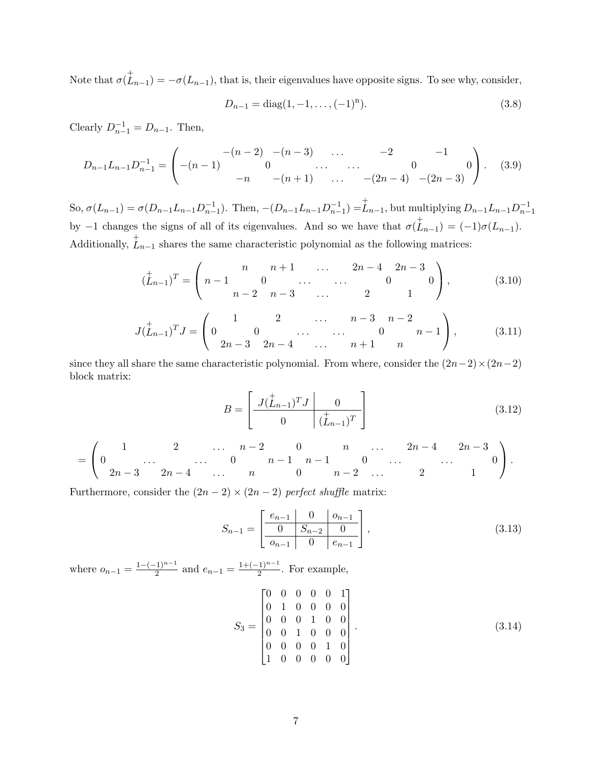Note that $\sigma(\overset{+}{L}_{n-1}) = -\sigma(L_{n-1})$, that is, their eigenvalues have opposite signs. To see why, consider,

$$D_{n-1} = \text{diag}(1, -1, \ldots, (-1)^{\text{n}}). \tag{3.8}$$

Clearly $D_{n-1}^{-1} = D_{n-1}$. Then,

$$D_{n-1}L_{n-1}D_{n-1}^{-1} = \begin{pmatrix} & -(n-2) & -(n-3) & \ldots & -2 & -1 \\ -(n-1) & 0 & \ldots & \ldots & 0 & 0 \\ & -n & -(n+1) & \ldots & -(2n-4) & -(2n-3) \end{pmatrix}. \tag{3.9}$$

So, $\sigma(L_{n-1}) = \sigma(D_{n-1}L_{n-1}D_{n-1}^{-1})$. Then, $-(D_{n-1}L_{n-1}D_{n-1}^{-1}) = \overset{+}{L}_{n-1}$, but multiplying $D_{n-1}L_{n-1}D_{n-1}^{-1}$ by $-1$ changes the signs of all of its eigenvalues. And so we have that $\sigma(\overset{+}{L}_{n-1}) = (-1)\sigma(L_{n-1})$. Additionally, $\overset{+}{L}_{n-1}$ shares the same characteristic polynomial as the following matrices:

$$(\overset{+}{L}_{n-1})^T = \begin{pmatrix} & n & n+1 & \ldots & 2n-4 & 2n-3 \\ n-1 & 0 & \ldots & \ldots & 0 & 0 \\ & n-2 & n-3 & \ldots & 2 & 1 \end{pmatrix}, \tag{3.10}$$

$$J(\overset{+}{L}_{n-1})^T J = \begin{pmatrix} & 1 & 2 & \ldots & n-3 & n-2 \\ 0 & 0 & \ldots & \ldots & 0 & n-1 \\ & 2n-3 & 2n-4 & \ldots & n+1 & n \end{pmatrix}, \tag{3.11}$$

since they all share the same characteristic polynomial. From where, consider the $(2n-2) \times (2n-2)$ block matrix:

$$B = \left[\begin{array}{c|c} J(\overset{+}{L}_{n-1})^T J & 0 \\ \hline 0 & (\overset{+}{L}_{n-1})^T \end{array}\right] \tag{3.12}$$

$$= \begin{pmatrix} & 1 & & 2 & \ldots & n-2 & 0 & & n & \ldots & 2n-4 & & 2n-3 \\ 0 & & \ldots & & \ldots & 0 & n-1 & n-1 & 0 & \ldots & & \ldots & 0 \\ & 2n-3 & & 2n-4 & \ldots & n & 0 & & n-2 & \ldots & 2 & & 1 \end{pmatrix}.$$

Furthermore, consider the $(2n-2) \times (2n-2)$ *perfect shuffle* matrix:

$$S_{n-1} = \left[\begin{array}{c|c|c} e_{n-1} & 0 & o_{n-1} \\ \hline 0 & S_{n-2} & 0 \\ \hline o_{n-1} & 0 & e_{n-1} \end{array}\right], \tag{3.13}$$

where $o_{n-1} = \frac{1-(-1)^{n-1}}{2}$ and $e_{n-1} = \frac{1+(-1)^{n-1}}{2}$. For example,

$$S_3 = \begin{bmatrix} 0 & 0 & 0 & 0 & 0 & 1 \\ 0 & 1 & 0 & 0 & 0 & 0 \\ 0 & 0 & 0 & 1 & 0 & 0 \\ 0 & 0 & 1 & 0 & 0 & 0 \\ 0 & 0 & 0 & 0 & 1 & 0 \\ 1 & 0 & 0 & 0 & 0 & 0 \end{bmatrix}. \tag{3.14}$$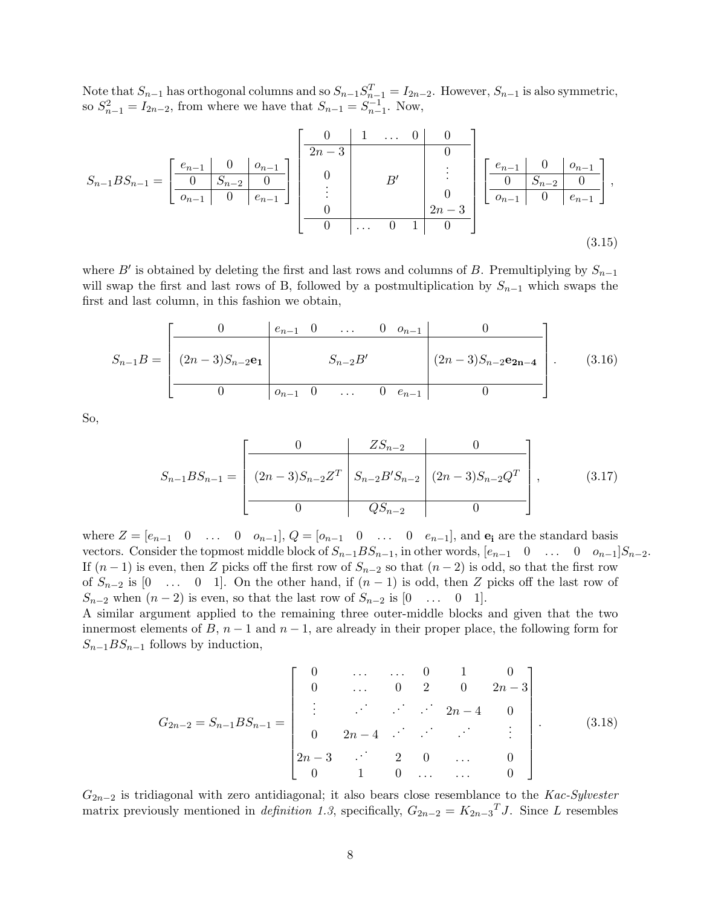Note that $S_{n-1}$ has orthogonal columns and so $S_{n-1}S_{n-1}^T = I_{2n-2}$. However, $S_{n-1}$ is also symmetric, so $S_{n-1}^2 = I_{2n-2}$, from where we have that $S_{n-1} = S_{n-1}^{-1}$. Now,

$$S_{n-1}BS_{n-1} = \left[\begin{array}{c|c|c} e_{n-1} & 0 & o_{n-1} \\ \hline 0 & S_{n-2} & 0 \\ \hline o_{n-1} & 0 & e_{n-1} \end{array}\right] \left[\begin{array}{c|ccc|c} 0 & 1 & \dots & 0 & 0 \\ \hline 2n-3 & & & & 0 \\ 0 & & & & \vdots \\ \vdots & & B' & & 0 \\ 0 & & & & 2n-3 \\ \hline 0 & \dots & 0 & 1 & 0 \end{array}\right] \left[\begin{array}{c|c|c} e_{n-1} & 0 & o_{n-1} \\ \hline 0 & S_{n-2} & 0 \\ \hline o_{n-1} & 0 & e_{n-1} \end{array}\right], \tag{3.15}$$

where $B'$ is obtained by deleting the first and last rows and columns of $B$. Premultiplying by $S_{n-1}$ will swap the first and last rows of B, followed by a postmultiplication by $S_{n-1}$ which swaps the first and last column, in this fashion we obtain,

$$S_{n-1}B = \left[\begin{array}{c|ccccc|c} 0 & e_{n-1} & 0 & \dots & 0 & o_{n-1} & 0 \\ \hline (2n-3)S_{n-2}\mathbf{e_1} & & & S_{n-2}B' & & & (2n-3)S_{n-2}\mathbf{e_{2n-4}} \\ \hline 0 & o_{n-1} & 0 & \dots & 0 & e_{n-1} & 0 \end{array}\right]. \tag{3.16}$$

So,

$$S_{n-1}BS_{n-1} = \left[\begin{array}{c|c|c} 0 & ZS_{n-2} & 0 \\ \hline (2n-3)S_{n-2}Z^T & S_{n-2}B'S_{n-2} & (2n-3)S_{n-2}Q^T \\ \hline 0 & QS_{n-2} & 0 \end{array}\right], \tag{3.17}$$

where $Z = [e_{n-1} \quad 0 \quad \dots \quad 0 \quad o_{n-1}]$, $Q = [o_{n-1} \quad 0 \quad \dots \quad 0 \quad e_{n-1}]$, and $\mathbf{e_i}$ are the standard basis vectors. Consider the topmost middle block of $S_{n-1}BS_{n-1}$, in other words, $[e_{n-1} \quad 0 \quad \dots \quad 0 \quad o_{n-1}]S_{n-2}$. If $(n-1)$ is even, then $Z$ picks off the first row of $S_{n-2}$ so that $(n-2)$ is odd, so that the first row of $S_{n-2}$ is $[0 \quad \dots \quad 0 \quad 1]$. On the other hand, if $(n-1)$ is odd, then $Z$ picks off the last row of $S_{n-2}$ when $(n-2)$ is even, so that the last row of $S_{n-2}$ is $[0 \quad \dots \quad 0 \quad 1]$.
A similar argument applied to the remaining three outer-middle blocks and given that the two innermost elements of $B$, $n-1$ and $n-1$, are already in their proper place, the following form for $S_{n-1}BS_{n-1}$ follows by induction,

$$G_{2n-2} = S_{n-1}BS_{n-1} = \begin{bmatrix} 0 & \dots & \dots & 0 & 1 & 0 \\ 0 & \dots & 0 & 2 & 0 & 2n-3 \\ \vdots & .\cdot^{\cdot} & .\cdot^{\cdot} & .\cdot^{\cdot} & 2n-4 & 0 \\ 0 & 2n-4 & .\cdot^{\cdot} & .\cdot^{\cdot} & .\cdot^{\cdot} & \vdots \\ 2n-3 & .\cdot^{\cdot} & 2 & 0 & \dots & 0 \\ 0 & 1 & 0 & \dots & \dots & 0 \end{bmatrix}. \tag{3.18}$$

$G_{2n-2}$ is tridiagonal with zero antidiagonal; it also bears close resemblance to the *Kac-Sylvester* matrix previously mentioned in *definition 1.3*, specifically, $G_{2n-2} = {K_{2n-3}}^T J$. Since $L$ resembles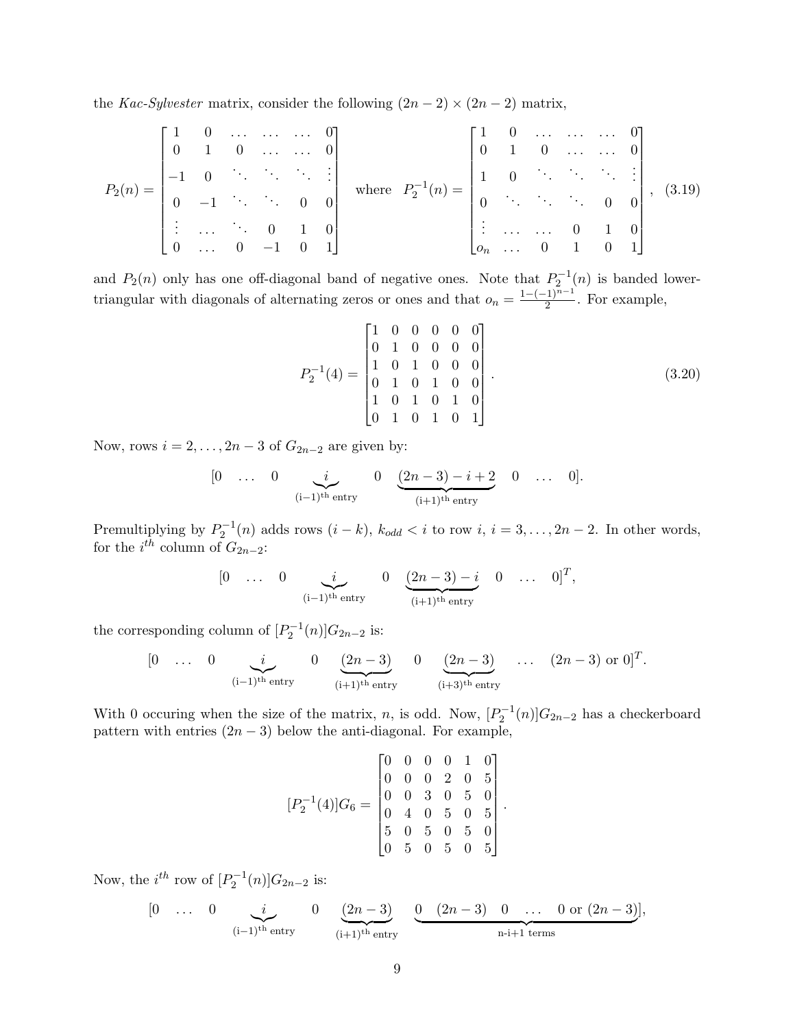the *Kac-Sylvester* matrix, consider the following $(2n-2) \times (2n-2)$ matrix,

$$P_2(n) = \begin{bmatrix} 1 & 0 & \dots & \dots & \dots & 0 \\ 0 & 1 & 0 & \dots & \dots & 0 \\ -1 & 0 & \ddots & \ddots & \ddots & \vdots \\ 0 & -1 & \ddots & \ddots & 0 & 0 \\ \vdots & \dots & \ddots & 0 & 1 & 0 \\ 0 & \dots & 0 & -1 & 0 & 1 \end{bmatrix} \quad \text{where} \quad P_2^{-1}(n) = \begin{bmatrix} 1 & 0 & \dots & \dots & \dots & 0 \\ 0 & 1 & 0 & \dots & \dots & 0 \\ 1 & 0 & \ddots & \ddots & \ddots & \vdots \\ 0 & \ddots & \ddots & \ddots & 0 & 0 \\ \vdots & \dots & \dots & 0 & 1 & 0 \\ o_n & \dots & 0 & 1 & 0 & 1 \end{bmatrix}, \quad (3.19)$$

and $P_2(n)$ only has one off-diagonal band of negative ones. Note that $P_2^{-1}(n)$ is banded lower-triangular with diagonals of alternating zeros or ones and that $o_n = \frac{1-(-1)^{n-1}}{2}$. For example,

$$P_2^{-1}(4) = \begin{bmatrix} 1 & 0 & 0 & 0 & 0 & 0 \\ 0 & 1 & 0 & 0 & 0 & 0 \\ 1 & 0 & 1 & 0 & 0 & 0 \\ 0 & 1 & 0 & 1 & 0 & 0 \\ 1 & 0 & 1 & 0 & 1 & 0 \\ 0 & 1 & 0 & 1 & 0 & 1 \end{bmatrix}. \quad (3.20)$$

Now, rows $i = 2, \dots, 2n-3$ of $G_{2n-2}$ are given by:

$$[0 \quad \dots \quad 0 \quad \underbrace{i}_{(\text{i}-1)^{\text{th}} \text{ entry}} \quad 0 \quad \underbrace{(2n-3)-i+2}_{(\text{i}+1)^{\text{th}} \text{ entry}} \quad 0 \quad \dots \quad 0].$$

Premultiplying by $P_2^{-1}(n)$ adds rows $(i-k)$, $k_{odd} < i$ to row $i$, $i = 3, \dots, 2n-2$. In other words, for the $i^{th}$ column of $G_{2n-2}$:

$$[0 \quad \dots \quad 0 \quad \underbrace{i}_{(\text{i}-1)^{\text{th}} \text{ entry}} \quad 0 \quad \underbrace{(2n-3)-i}_{(\text{i}+1)^{\text{th}} \text{ entry}} \quad 0 \quad \dots \quad 0]^T,$$

the corresponding column of $[P_2^{-1}(n)]G_{2n-2}$ is:

$$[0 \quad \dots \quad 0 \quad \underbrace{i}_{(\text{i}-1)^{\text{th}} \text{ entry}} \quad 0 \quad \underbrace{(2n-3)}_{(\text{i}+1)^{\text{th}} \text{ entry}} \quad 0 \quad \underbrace{(2n-3)}_{(\text{i}+3)^{\text{th}} \text{ entry}} \quad \dots \quad (2n-3) \text{ or } 0]^T.$$

With 0 occuring when the size of the matrix, $n$, is odd. Now, $[P_2^{-1}(n)]G_{2n-2}$ has a checkerboard pattern with entries $(2n-3)$ below the anti-diagonal. For example,

$$[P_2^{-1}(4)]G_6 = \begin{bmatrix} 0 & 0 & 0 & 0 & 1 & 0 \\ 0 & 0 & 0 & 2 & 0 & 5 \\ 0 & 0 & 3 & 0 & 5 & 0 \\ 0 & 4 & 0 & 5 & 0 & 5 \\ 5 & 0 & 5 & 0 & 5 & 0 \\ 0 & 5 & 0 & 5 & 0 & 5 \end{bmatrix}.$$

Now, the $i^{th}$ row of $[P_2^{-1}(n)]G_{2n-2}$ is:

$$[0 \quad \dots \quad 0 \quad \underbrace{i}_{(\text{i}-1)^{\text{th}} \text{ entry}} \quad 0 \quad \underbrace{(2n-3)}_{(\text{i}+1)^{\text{th}} \text{ entry}} \quad \underbrace{0 \quad (2n-3) \quad 0 \quad \dots \quad 0 \text{ or } (2n-3)}_{\text{n-i+1 terms}}],$$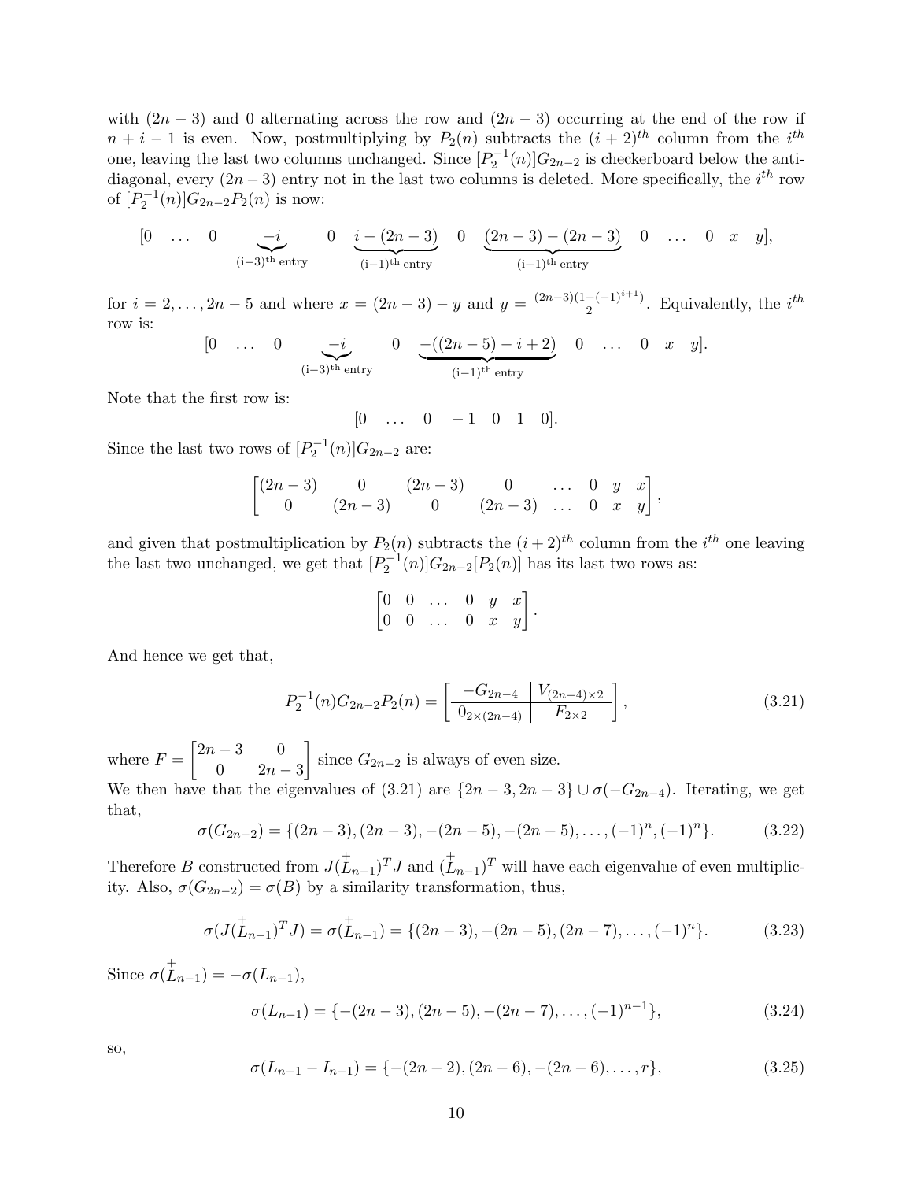with $(2n-3)$ and 0 alternating across the row and $(2n-3)$ occurring at the end of the row if $n+i-1$ is even. Now, postmultiplying by $P_2(n)$ subtracts the $(i+2)^{th}$ column from the $i^{th}$ one, leaving the last two columns unchanged. Since $[P_2^{-1}(n)]G_{2n-2}$ is checkerboard below the anti-diagonal, every $(2n-3)$ entry not in the last two columns is deleted. More specifically, the $i^{th}$ row of $[P_2^{-1}(n)]G_{2n-2}P_2(n)$ is now:

$$[0 \quad \dots \quad 0 \quad \underbrace{-i}_{(\text{i}-3)^{\text{th}} \text{ entry}} \quad 0 \quad \underbrace{i-(2n-3)}_{(\text{i}-1)^{\text{th}} \text{ entry}} \quad 0 \quad \underbrace{(2n-3)-(2n-3)}_{(\text{i}+1)^{\text{th}} \text{ entry}} \quad 0 \quad \dots \quad 0 \quad x \quad y],$$

for $i = 2, \dots, 2n-5$ and where $x = (2n-3) - y$ and $y = \frac{(2n-3)(1-(-1)^{i+1})}{2}$. Equivalently, the $i^{th}$ row is:

$$[0 \quad \dots \quad 0 \quad \underbrace{-i}_{(\text{i}-3)^{\text{th}} \text{ entry}} \quad 0 \quad \underbrace{-((2n-5)-i+2)}_{(\text{i}-1)^{\text{th}} \text{ entry}} \quad 0 \quad \dots \quad 0 \quad x \quad y].$$

Note that the first row is:

$$[0 \quad \dots \quad 0 \quad -1 \quad 0 \quad 1 \quad 0].$$

Since the last two rows of $[P_2^{-1}(n)]G_{2n-2}$ are:

$$\begin{bmatrix} (2n-3) & 0 & (2n-3) & 0 & \dots & 0 & y & x \\ 0 & (2n-3) & 0 & (2n-3) & \dots & 0 & x & y \end{bmatrix},$$

and given that postmultiplication by $P_2(n)$ subtracts the $(i+2)^{th}$ column from the $i^{th}$ one leaving the last two unchanged, we get that $[P_2^{-1}(n)]G_{2n-2}[P_2(n)]$ has its last two rows as:

$$\begin{bmatrix} 0 & 0 & \dots & 0 & y & x \\ 0 & 0 & \dots & 0 & x & y \end{bmatrix}.$$

And hence we get that,

$$P_2^{-1}(n)G_{2n-2}P_2(n) = \left[ \begin{array}{c|c} -G_{2n-4} & V_{(2n-4)\times 2} \\ \hline 0_{2\times(2n-4)} & F_{2\times 2} \end{array} \right], \tag{3.21}$$

where $F = \begin{bmatrix} 2n-3 & 0 \\ 0 & 2n-3 \end{bmatrix}$ since $G_{2n-2}$ is always of even size.

We then have that the eigenvalues of (3.21) are $\{2n-3, 2n-3\} \cup \sigma(-G_{2n-4})$. Iterating, we get that,

$$\sigma(G_{2n-2}) = \{(2n-3), (2n-3), -(2n-5), -(2n-5), \dots, (-1)^n, (-1)^n\}. \tag{3.22}$$

Therefore $B$ constructed from $J(\overset{+}{L}_{n-1})^T J$ and $(\overset{+}{L}_{n-1})^T$ will have each eigenvalue of even multiplicity. Also, $\sigma(G_{2n-2}) = \sigma(B)$ by a similarity transformation, thus,

$$\sigma(J(\overset{+}{L}_{n-1})^T J) = \sigma(\overset{+}{L}_{n-1}) = \{(2n-3), -(2n-5), (2n-7), \dots, (-1)^n\}. \tag{3.23}$$

Since $\sigma(\overset{+}{L}_{n-1}) = -\sigma(L_{n-1})$,

$$\sigma(L_{n-1}) = \{-(2n-3), (2n-5), -(2n-7), \dots, (-1)^{n-1}\}, \tag{3.24}$$

so,

$$\sigma(L_{n-1} - I_{n-1}) = \{-(2n-2), (2n-6), -(2n-6), \dots, r\}, \tag{3.25}$$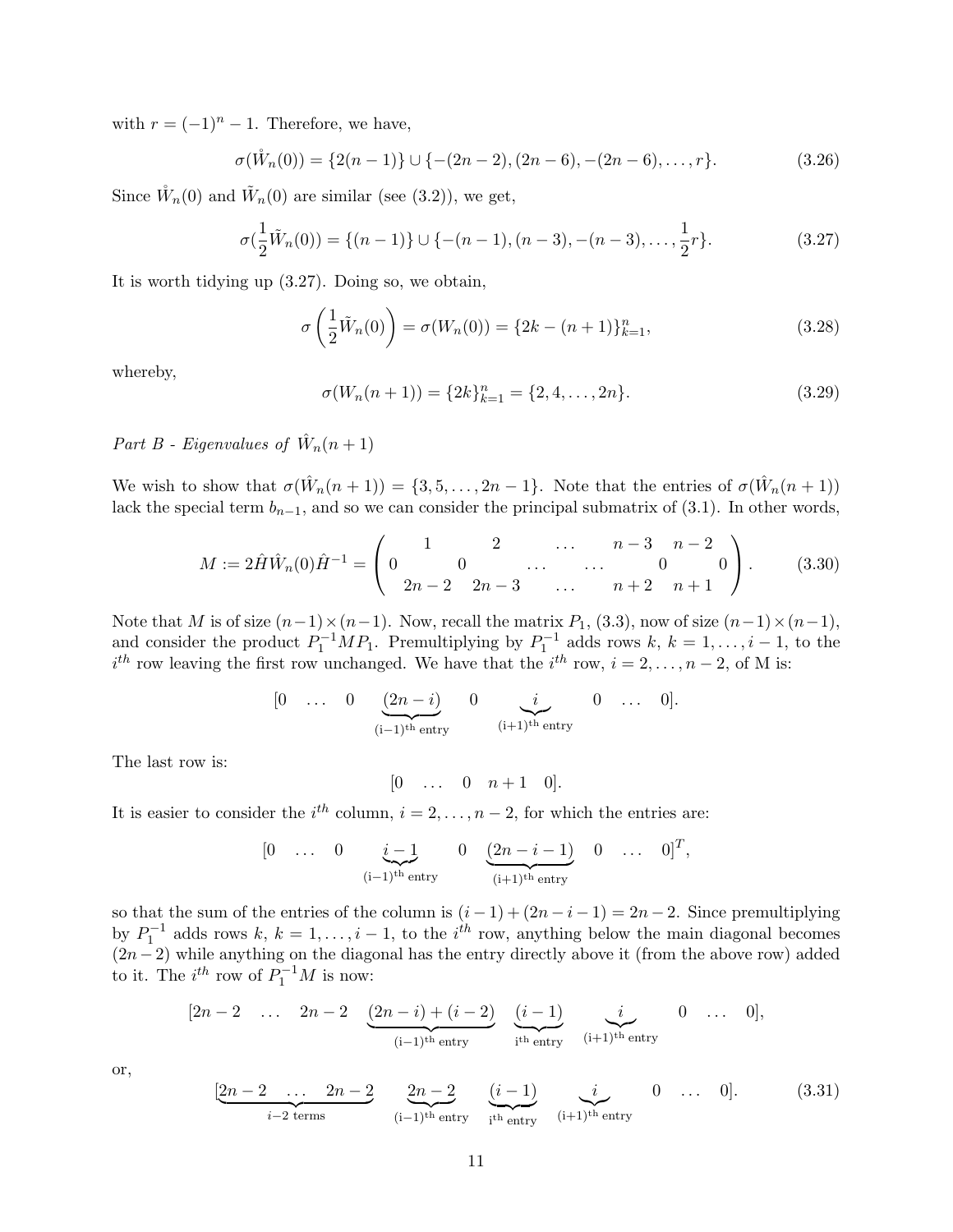with $r = (-1)^n - 1$. Therefore, we have,

$$\sigma(\mathring{W}_n(0)) = \{2(n-1)\} \cup \{-(2n-2), (2n-6), -(2n-6), \dots, r\}. \tag{3.26}$$

Since $\mathring{W}_n(0)$ and $\tilde{W}_n(0)$ are similar (see (3.2)), we get,

$$\sigma(\frac{1}{2}\tilde{W}_n(0)) = \{(n-1)\} \cup \{-(n-1), (n-3), -(n-3), \dots, \frac{1}{2}r\}. \tag{3.27}$$

It is worth tidying up (3.27). Doing so, we obtain,

$$\sigma\left(\frac{1}{2}\tilde{W}_n(0)\right) = \sigma(W_n(0)) = \{2k - (n+1)\}_{k=1}^{n}, \tag{3.28}$$

whereby,

$$\sigma(W_n(n+1)) = \{2k\}_{k=1}^{n} = \{2, 4, \dots, 2n\}. \tag{3.29}$$

*Part B - Eigenvalues of $\hat{W}_n(n+1)$*

We wish to show that $\sigma(\hat{W}_n(n+1)) = \{3, 5, \dots, 2n-1\}$. Note that the entries of $\sigma(\hat{W}_n(n+1))$ lack the special term $b_{n-1}$, and so we can consider the principal submatrix of (3.1). In other words,

$$M := 2\hat{H}\hat{W}_n(0)\hat{H}^{-1} = \begin{pmatrix} & 1 & & 2 & & \dots & & n-3 & & n-2 & \\ 0 & & 0 & & \dots & & \dots & & 0 & & 0 \\ & 2n-2 & & 2n-3 & & \dots & & n+2 & & n+1 & \end{pmatrix}. \tag{3.30}$$

Note that $M$ is of size $(n-1)\times(n-1)$. Now, recall the matrix $P_1$, (3.3), now of size $(n-1)\times(n-1)$, and consider the product $P_1^{-1}MP_1$. Premultiplying by $P_1^{-1}$ adds rows $k$, $k = 1, \dots, i-1$, to the $i^{th}$ row leaving the first row unchanged. We have that the $i^{th}$ row, $i = 2, \dots, n-2$, of M is:

$$[0 \quad \dots \quad 0 \quad \underbrace{(2n-i)}_{\text{(i−1)}^{\text{th}}\text{ entry}} \quad 0 \quad \underbrace{i}_{\text{(i+1)}^{\text{th}}\text{ entry}} \quad 0 \quad \dots \quad 0].$$

The last row is:

$$[0 \quad \dots \quad 0 \quad n+1 \quad 0].$$

It is easier to consider the $i^{th}$ column, $i = 2, \dots, n-2$, for which the entries are:

$$[0 \quad \dots \quad 0 \quad \underbrace{i-1}_{\text{(i−1)}^{\text{th}}\text{ entry}} \quad 0 \quad \underbrace{(2n-i-1)}_{\text{(i+1)}^{\text{th}}\text{ entry}} \quad 0 \quad \dots \quad 0]^T,$$

so that the sum of the entries of the column is $(i-1) + (2n-i-1) = 2n-2$. Since premultiplying by $P_1^{-1}$ adds rows $k$, $k = 1, \dots, i-1$, to the $i^{th}$ row, anything below the main diagonal becomes $(2n-2)$ while anything on the diagonal has the entry directly above it (from the above row) added to it. The $i^{th}$ row of $P_1^{-1}M$ is now:

$$[2n-2 \quad \dots \quad 2n-2 \quad \underbrace{(2n-i)+(i-2)}_{\text{(i−1)}^{\text{th}}\text{ entry}} \quad \underbrace{(i-1)}_{\text{i}^{\text{th}}\text{ entry}} \quad \underbrace{i}_{\text{(i+1)}^{\text{th}}\text{ entry}} \quad 0 \quad \dots \quad 0],$$

or,

$$[\underbrace{2n-2 \quad \dots \quad 2n-2}_{i-2 \text{ terms}} \quad \underbrace{2n-2}_{\text{(i−1)}^{\text{th}}\text{ entry}} \quad \underbrace{(i-1)}_{\text{i}^{\text{th}}\text{ entry}} \quad \underbrace{i}_{\text{(i+1)}^{\text{th}}\text{ entry}} \quad 0 \quad \dots \quad 0]. \tag{3.31}$$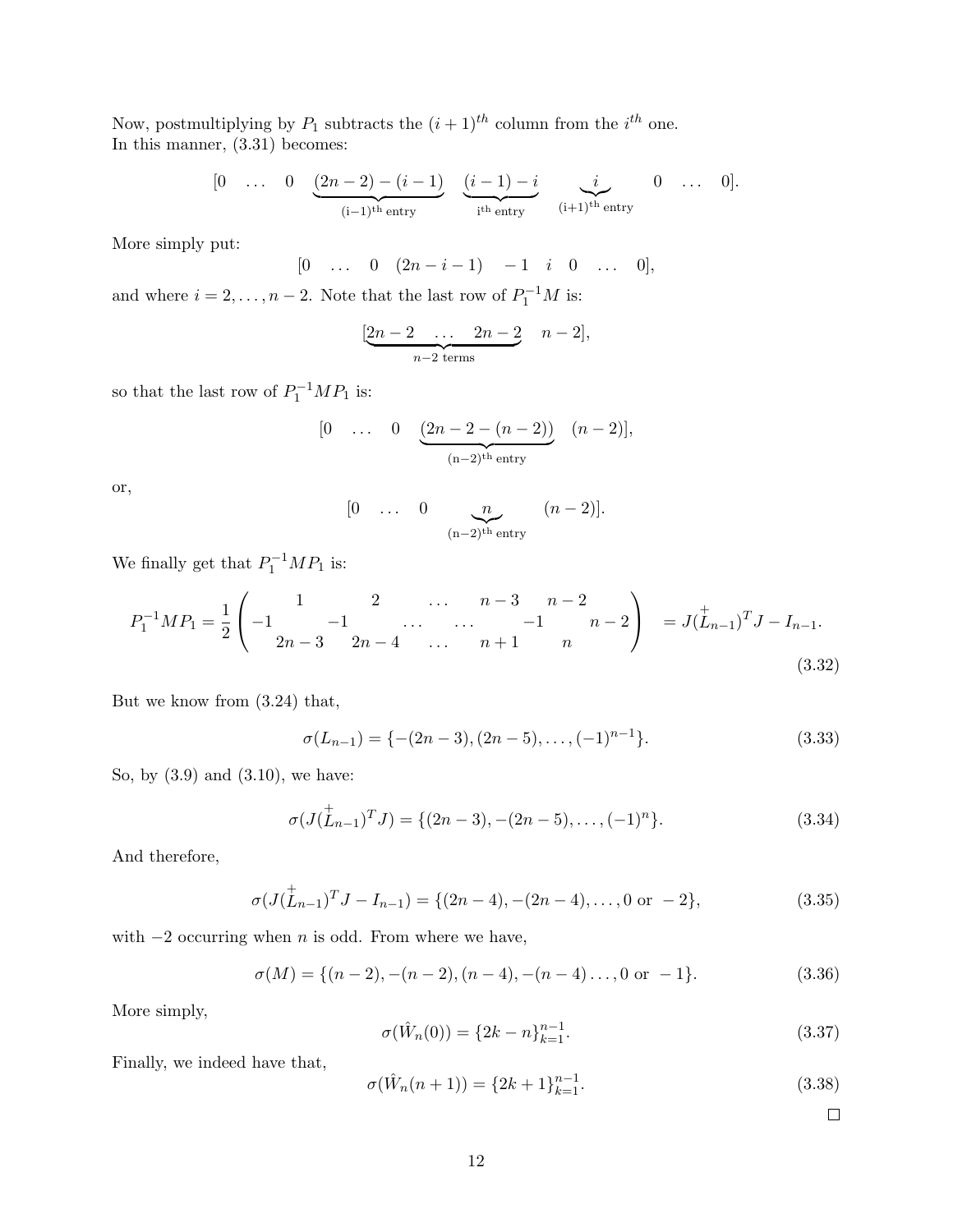Now, postmultiplying by $P_1$ subtracts the $(i+1)^{th}$ column from the $i^{th}$ one.
In this manner, (3.31) becomes:

$$[0 \quad \dots \quad 0 \quad \underbrace{(2n-2)-(i-1)}_{\text{(i−1)}^{\text{th}}\text{ entry}} \quad \underbrace{(i-1)-i}_{\text{i}^{\text{th}}\text{ entry}} \quad \underbrace{i}_{\text{(i+1)}^{\text{th}}\text{ entry}} \quad 0 \quad \dots \quad 0].$$

More simply put:

$$[0 \quad \dots \quad 0 \quad (2n-i-1) \quad -1 \quad i \quad 0 \quad \dots \quad 0],$$

and where $i = 2, \dots, n-2$. Note that the last row of $P_1^{-1}M$ is:

$$[\underbrace{2n-2 \quad \dots \quad 2n-2}_{n-2 \text{ terms}} \quad n-2],$$

so that the last row of $P_1^{-1}MP_1$ is:

$$[0 \quad \dots \quad 0 \quad \underbrace{(2n-2-(n-2))}_{\text{(n−2)}^{\text{th}}\text{ entry}} \quad (n-2)],$$

or,

$$[0 \quad \dots \quad 0 \quad \underbrace{n}_{\text{(n−2)}^{\text{th}}\text{ entry}} \quad (n-2)].$$

We finally get that $P_1^{-1}MP_1$ is:

$$P_1^{-1}MP_1 = \frac{1}{2}\begin{pmatrix} & 1 & & 2 & & \dots & & n-3 & & n-2 & \\ -1 & & -1 & & \dots & & \dots & & -1 & & n-2 \\ & 2n-3 & & 2n-4 & & \dots & & n+1 & & n & \end{pmatrix} = J(\overset{+}{L}_{n-1})^T J - I_{n-1}. \tag{3.32}$$

But we know from (3.24) that,

$$\sigma(L_{n-1}) = \{-(2n-3), (2n-5), \dots, (-1)^{n-1}\}. \tag{3.33}$$

So, by (3.9) and (3.10), we have:

$$\sigma(J(\overset{+}{L}_{n-1})^T J) = \{(2n-3), -(2n-5), \dots, (-1)^n\}. \tag{3.34}$$

And therefore,

$$\sigma(J(\overset{+}{L}_{n-1})^T J - I_{n-1}) = \{(2n-4), -(2n-4), \dots, 0 \text{ or } -2\}, \tag{3.35}$$

with $-2$ occurring when $n$ is odd. From where we have,

$$\sigma(M) = \{(n-2), -(n-2), (n-4), -(n-4) \dots, 0 \text{ or } -1\}. \tag{3.36}$$

More simply,

$$\sigma(\hat{W}_n(0)) = \{2k-n\}_{k=1}^{n-1}. \tag{3.37}$$

Finally, we indeed have that,

$$\sigma(\hat{W}_n(n+1)) = \{2k+1\}_{k=1}^{n-1}. \tag{3.38}$$

□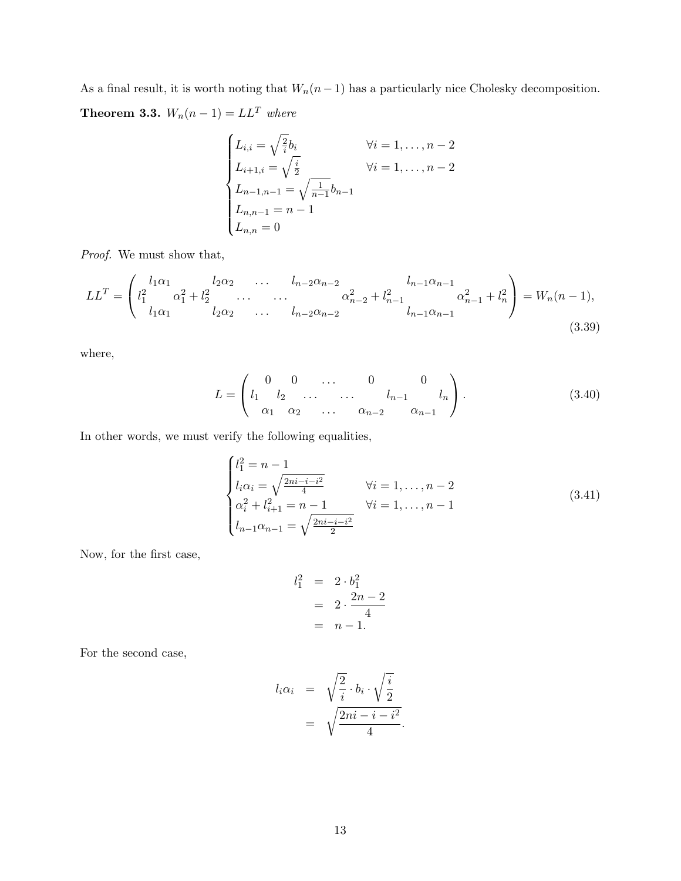As a final result, it is worth noting that $W_n(n-1)$ has a particularly nice Cholesky decomposition.

**Theorem 3.3.** *$W_n(n-1) = LL^T$ where*

$$\begin{cases} L_{i,i} = \sqrt{\frac{2}{i}} b_i & \forall i = 1, \ldots, n-2 \\ L_{i+1,i} = \sqrt{\frac{i}{2}} & \forall i = 1, \ldots, n-2 \\ L_{n-1,n-1} = \sqrt{\frac{1}{n-1}} b_{n-1} & \\ L_{n,n-1} = n-1 & \\ L_{n,n} = 0 & \end{cases}$$

*Proof.* We must show that,

$$LL^T = \begin{pmatrix} & l_1\alpha_1 & & l_2\alpha_2 & & \ldots & & l_{n-2}\alpha_{n-2} & & l_{n-1}\alpha_{n-1} & \\ l_1^2 & & \alpha_1^2 + l_2^2 & & \ldots & & \ldots & & \alpha_{n-2}^2 + l_{n-1}^2 & & \alpha_{n-1}^2 + l_n^2 \\ & l_1\alpha_1 & & l_2\alpha_2 & & \ldots & & l_{n-2}\alpha_{n-2} & & l_{n-1}\alpha_{n-1} & \end{pmatrix} = W_n(n-1), \tag{3.39}$$

where,

$$L = \begin{pmatrix} & 0 & & 0 & & \ldots & & 0 & & 0 & \\ l_1 & & l_2 & & \ldots & & \ldots & & l_{n-1} & & l_n \\ & \alpha_1 & & \alpha_2 & & \ldots & & \alpha_{n-2} & & \alpha_{n-1} & \end{pmatrix}. \tag{3.40}$$

In other words, we must verify the following equalities,

$$\begin{cases} l_1^2 = n-1 & \\ l_i\alpha_i = \sqrt{\frac{2ni-i-i^2}{4}} & \forall i = 1, \ldots, n-2 \\ \alpha_i^2 + l_{i+1}^2 = n-1 & \forall i = 1, \ldots, n-1 \\ l_{n-1}\alpha_{n-1} = \sqrt{\frac{2ni-i-i^2}{2}} & \end{cases} \tag{3.41}$$

Now, for the first case,

$$\begin{aligned} l_1^2 &= 2 \cdot b_1^2 \\ &= 2 \cdot \frac{2n-2}{4} \\ &= n-1. \end{aligned}$$

For the second case,

$$\begin{aligned} l_i\alpha_i &= \sqrt{\frac{2}{i}} \cdot b_i \cdot \sqrt{\frac{i}{2}} \\ &= \sqrt{\frac{2ni-i-i^2}{4}}. \end{aligned}$$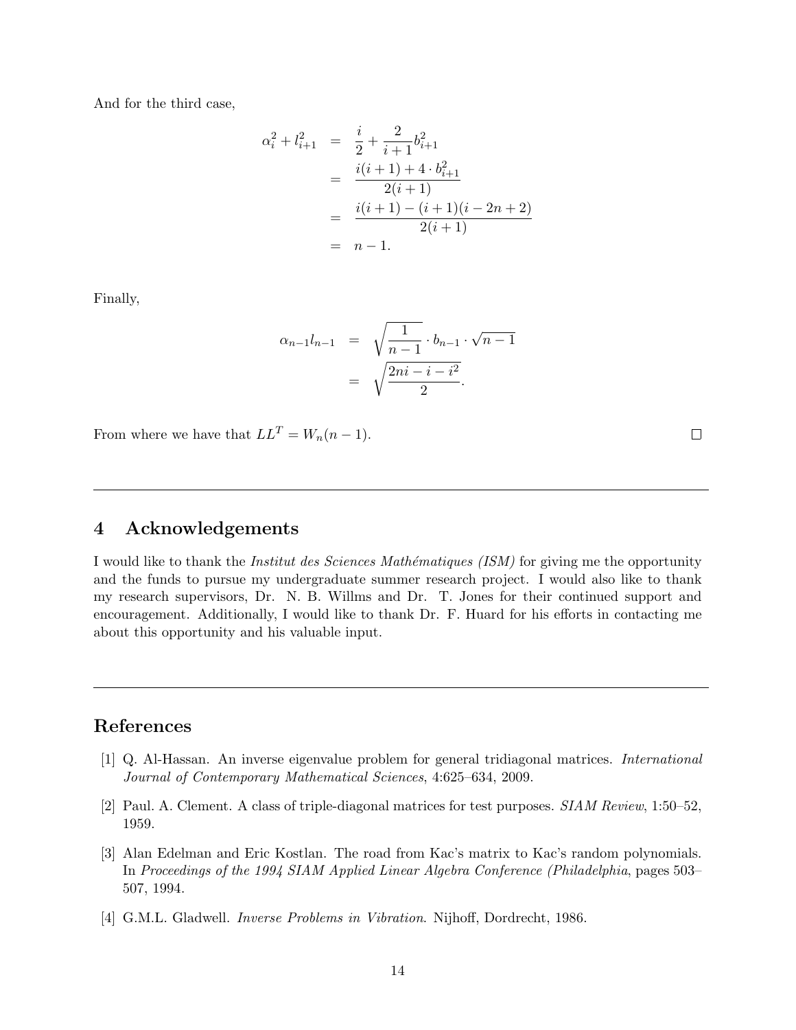And for the third case,

$$
\begin{aligned}
\alpha_i^2 + l_{i+1}^2 &= \frac{i}{2} + \frac{2}{i+1} b_{i+1}^2 \\
&= \frac{i(i+1) + 4 \cdot b_{i+1}^2}{2(i+1)} \\
&= \frac{i(i+1) - (i+1)(i - 2n + 2)}{2(i+1)} \\
&= n - 1.
\end{aligned}
$$

Finally,

$$
\begin{aligned}
\alpha_{n-1} l_{n-1} &= \sqrt{\frac{1}{n-1}} \cdot b_{n-1} \cdot \sqrt{n-1} \\
&= \sqrt{\frac{2ni - i - i^2}{2}}.
\end{aligned}
$$

From where we have that $LL^T = W_n(n-1)$. □

---

## 4 Acknowledgements

I would like to thank the *Institut des Sciences Mathématiques (ISM)* for giving me the opportunity and the funds to pursue my undergraduate summer research project. I would also like to thank my research supervisors, Dr. N. B. Willms and Dr. T. Jones for their continued support and encouragement. Additionally, I would like to thank Dr. F. Huard for his efforts in contacting me about this opportunity and his valuable input.

---

## References

[1] Q. Al-Hassan. An inverse eigenvalue problem for general tridiagonal matrices. *International Journal of Contemporary Mathematical Sciences*, 4:625–634, 2009.

[2] Paul. A. Clement. A class of triple-diagonal matrices for test purposes. *SIAM Review*, 1:50–52, 1959.

[3] Alan Edelman and Eric Kostlan. The road from Kac's matrix to Kac's random polynomials. In *Proceedings of the 1994 SIAM Applied Linear Algebra Conference (Philadelphia*, pages 503–507, 1994.

[4] G.M.L. Gladwell. *Inverse Problems in Vibration*. Nijhoff, Dordrecht, 1986.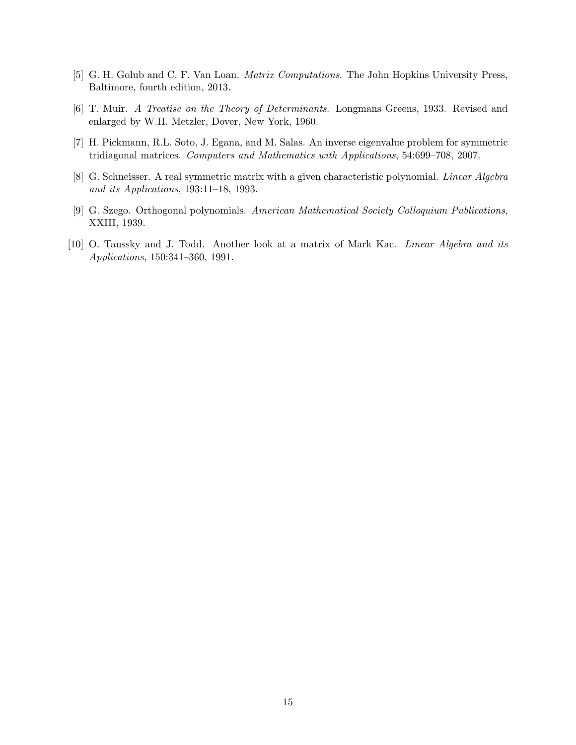[5] G. H. Golub and C. F. Van Loan. *Matrix Computations.* The John Hopkins University Press, Baltimore, fourth edition, 2013.

[6] T. Muir. *A Treatise on the Theory of Determinants.* Longmans Greens, 1933. Revised and enlarged by W.H. Metzler, Dover, New York, 1960.

[7] H. Pickmann, R.L. Soto, J. Egana, and M. Salas. An inverse eigenvalue problem for symmetric tridiagonal matrices. *Computers and Mathematics with Applications*, 54:699–708, 2007.

[8] G. Schneisser. A real symmetric matrix with a given characteristic polynomial. *Linear Algebra and its Applications*, 193:11–18, 1993.

[9] G. Szego. Orthogonal polynomials. *American Mathematical Society Colloquium Publications*, XXIII, 1939.

[10] O. Taussky and J. Todd. Another look at a matrix of Mark Kac. *Linear Algebra and its Applications*, 150:341–360, 1991.